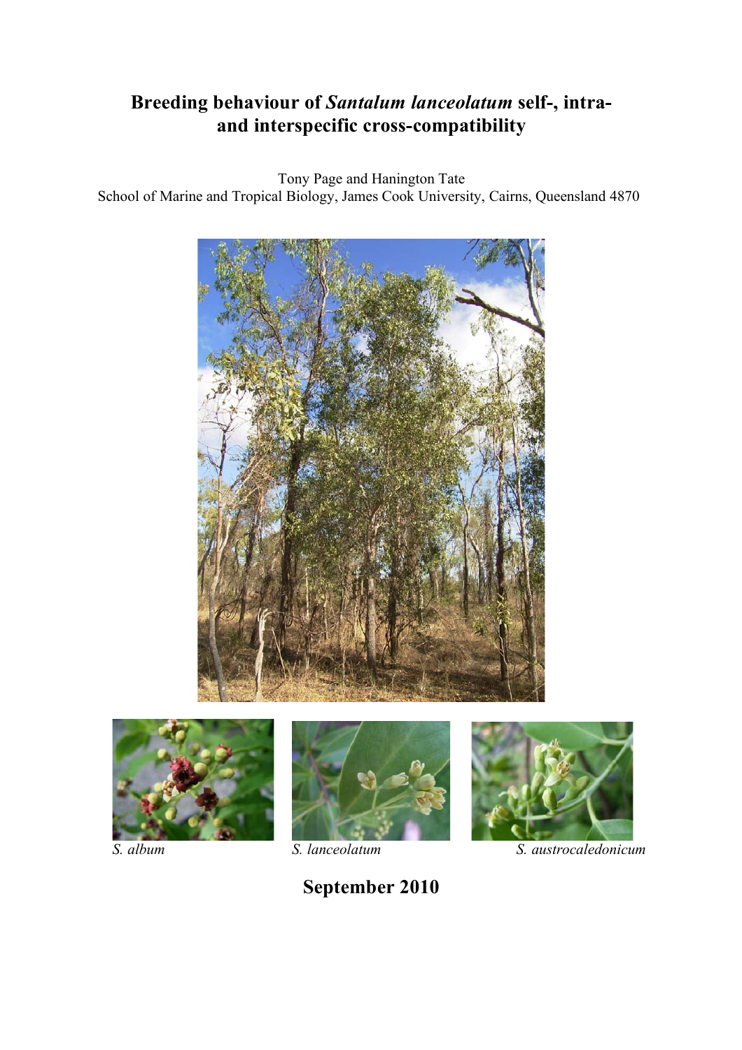# Breeding behaviour of *Santalum lanceolatum* self-, intra- and interspecific cross-compatibility

Tony Page and Hanington Tate
School of Marine and Tropical Biology, James Cook University, Cairns, Queensland 4870

*S. album* *S. lanceolatum* *S. austrocaledonicum*

**September 2010**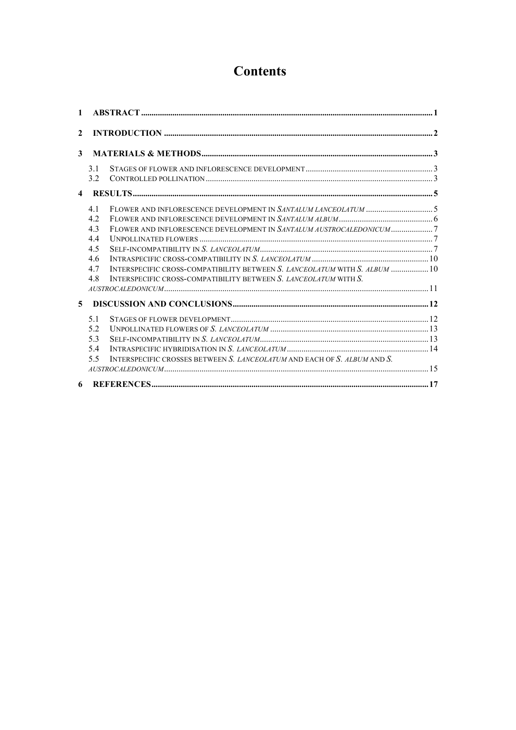# Contents

1 ABSTRACT ..... 1

2 INTRODUCTION ..... 2

3 MATERIALS & METHODS ..... 3

- 3.1 STAGES OF FLOWER AND INFLORESCENCE DEVELOPMENT ..... 3
- 3.2 CONTROLLED POLLINATION ..... 3

4 RESULTS ..... 5

- 4.1 FLOWER AND INFLORESCENCE DEVELOPMENT IN *SANTALUM LANCEOLATUM* ..... 5
- 4.2 FLOWER AND INFLORESCENCE DEVELOPMENT IN *SANTALUM ALBUM* ..... 6
- 4.3 FLOWER AND INFLORESCENCE DEVELOPMENT IN *SANTALUM AUSTROCALEDONICUM* ..... 7
- 4.4 UNPOLLINATED FLOWERS ..... 7
- 4.5 SELF-INCOMPATIBILITY IN *S. LANCEOLATUM* ..... 7
- 4.6 INTRASPECIFIC CROSS-COMPATIBILITY IN *S. LANCEOLATUM* ..... 10
- 4.7 INTERSPECIFIC CROSS-COMPATIBILITY BETWEEN *S. LANCEOLATUM* WITH *S. ALBUM* ..... 10
- 4.8 INTERSPECIFIC CROSS-COMPATIBILITY BETWEEN *S. LANCEOLATUM* WITH *S. AUSTROCALEDONICUM* ..... 11

5 DISCUSSION AND CONCLUSIONS ..... 12

- 5.1 STAGES OF FLOWER DEVELOPMENT ..... 12
- 5.2 UNPOLLINATED FLOWERS OF *S. LANCEOLATUM* ..... 13
- 5.3 SELF-INCOMPATIBILITY IN *S. LANCEOLATUM* ..... 13
- 5.4 INTRASPECIFIC HYBRIDISATION IN *S. LANCEOLATUM* ..... 14
- 5.5 INTERSPECIFIC CROSSES BETWEEN *S. LANCEOLATUM* AND EACH OF *S. ALBUM* AND *S. AUSTROCALEDONICUM* ..... 15

6 REFERENCES ..... 17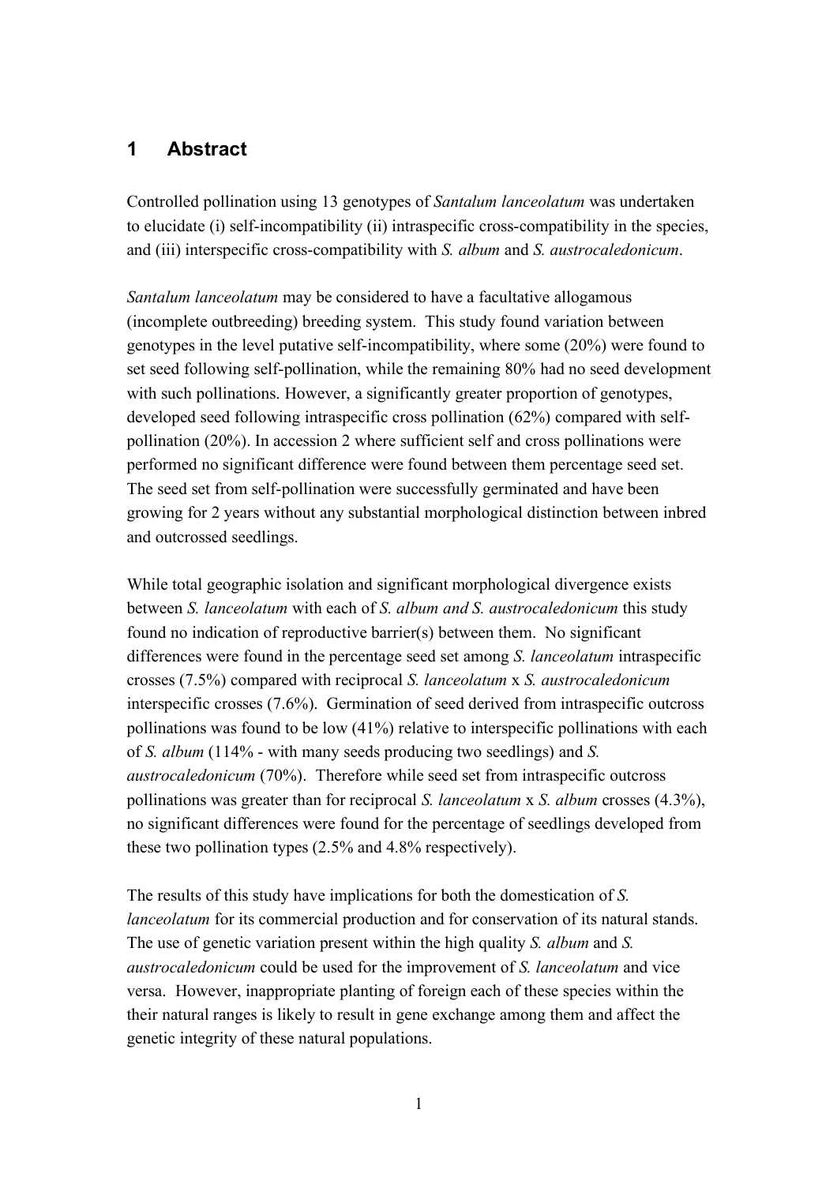# 1 Abstract

Controlled pollination using 13 genotypes of *Santalum lanceolatum* was undertaken to elucidate (i) self-incompatibility (ii) intraspecific cross-compatibility in the species, and (iii) interspecific cross-compatibility with *S. album* and *S. austrocaledonicum*.

*Santalum lanceolatum* may be considered to have a facultative allogamous (incomplete outbreeding) breeding system. This study found variation between genotypes in the level putative self-incompatibility, where some (20%) were found to set seed following self-pollination, while the remaining 80% had no seed development with such pollinations. However, a significantly greater proportion of genotypes, developed seed following intraspecific cross pollination (62%) compared with self-pollination (20%). In accession 2 where sufficient self and cross pollinations were performed no significant difference were found between them percentage seed set. The seed set from self-pollination were successfully germinated and have been growing for 2 years without any substantial morphological distinction between inbred and outcrossed seedlings.

While total geographic isolation and significant morphological divergence exists between *S. lanceolatum* with each of *S. album and S. austrocaledonicum* this study found no indication of reproductive barrier(s) between them. No significant differences were found in the percentage seed set among *S. lanceolatum* intraspecific crosses (7.5%) compared with reciprocal *S. lanceolatum* x *S. austrocaledonicum* interspecific crosses (7.6%). Germination of seed derived from intraspecific outcross pollinations was found to be low (41%) relative to interspecific pollinations with each of *S. album* (114% - with many seeds producing two seedlings) and *S. austrocaledonicum* (70%). Therefore while seed set from intraspecific outcross pollinations was greater than for reciprocal *S. lanceolatum* x *S. album* crosses (4.3%), no significant differences were found for the percentage of seedlings developed from these two pollination types (2.5% and 4.8% respectively).

The results of this study have implications for both the domestication of *S. lanceolatum* for its commercial production and for conservation of its natural stands. The use of genetic variation present within the high quality *S. album* and *S. austrocaledonicum* could be used for the improvement of *S. lanceolatum* and vice versa. However, inappropriate planting of foreign each of these species within the their natural ranges is likely to result in gene exchange among them and affect the genetic integrity of these natural populations.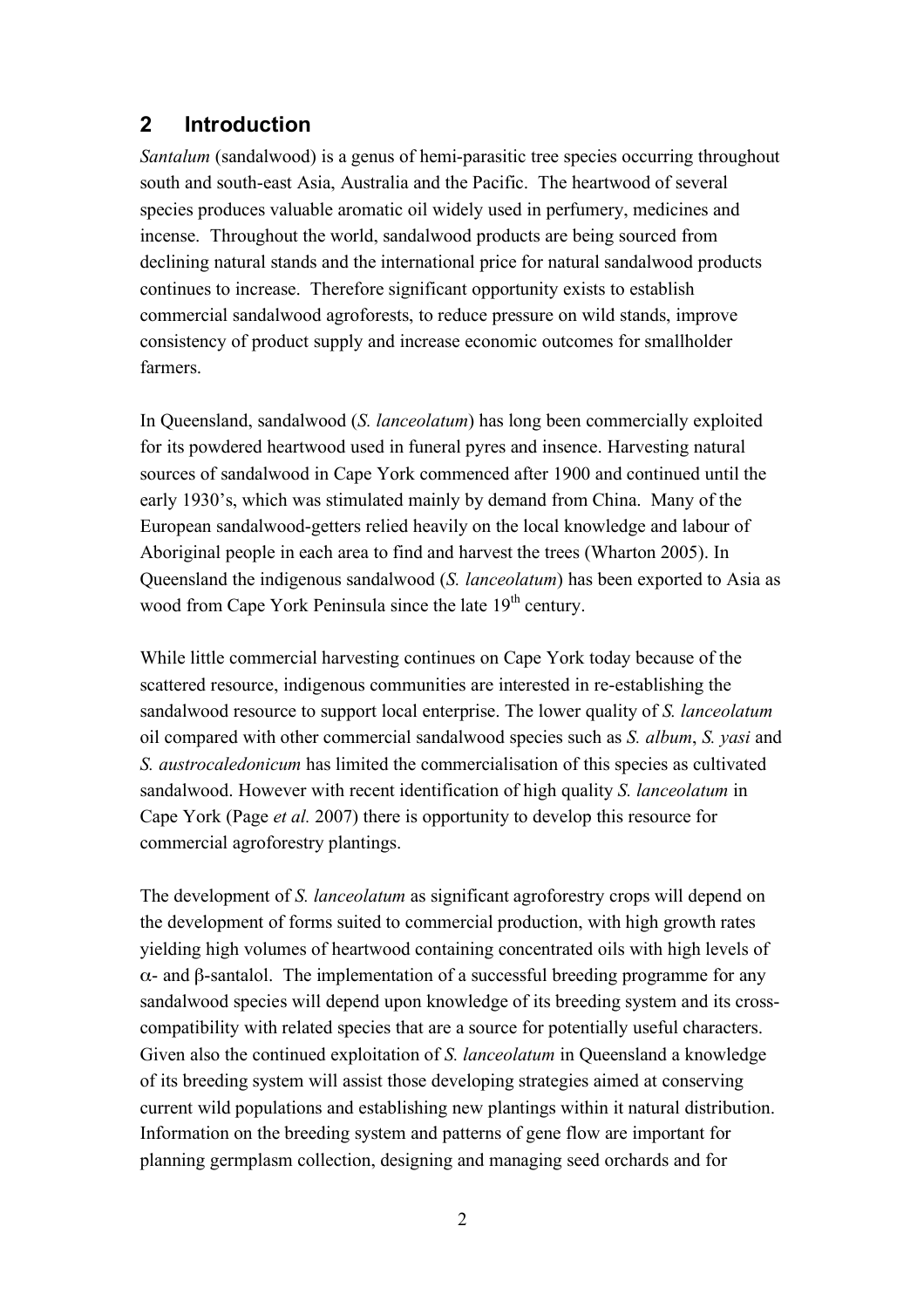## 2 Introduction

*Santalum* (sandalwood) is a genus of hemi-parasitic tree species occurring throughout south and south-east Asia, Australia and the Pacific. The heartwood of several species produces valuable aromatic oil widely used in perfumery, medicines and incense. Throughout the world, sandalwood products are being sourced from declining natural stands and the international price for natural sandalwood products continues to increase. Therefore significant opportunity exists to establish commercial sandalwood agroforests, to reduce pressure on wild stands, improve consistency of product supply and increase economic outcomes for smallholder farmers.

In Queensland, sandalwood (*S. lanceolatum*) has long been commercially exploited for its powdered heartwood used in funeral pyres and insence. Harvesting natural sources of sandalwood in Cape York commenced after 1900 and continued until the early 1930's, which was stimulated mainly by demand from China. Many of the European sandalwood-getters relied heavily on the local knowledge and labour of Aboriginal people in each area to find and harvest the trees (Wharton 2005). In Queensland the indigenous sandalwood (*S. lanceolatum*) has been exported to Asia as wood from Cape York Peninsula since the late 19th century.

While little commercial harvesting continues on Cape York today because of the scattered resource, indigenous communities are interested in re-establishing the sandalwood resource to support local enterprise. The lower quality of *S. lanceolatum* oil compared with other commercial sandalwood species such as *S. album*, *S. yasi* and *S. austrocaledonicum* has limited the commercialisation of this species as cultivated sandalwood. However with recent identification of high quality *S. lanceolatum* in Cape York (Page *et al.* 2007) there is opportunity to develop this resource for commercial agroforestry plantings.

The development of *S. lanceolatum* as significant agroforestry crops will depend on the development of forms suited to commercial production, with high growth rates yielding high volumes of heartwood containing concentrated oils with high levels of $\alpha$- and $\beta$-santalol. The implementation of a successful breeding programme for any sandalwood species will depend upon knowledge of its breeding system and its cross-compatibility with related species that are a source for potentially useful characters. Given also the continued exploitation of *S. lanceolatum* in Queensland a knowledge of its breeding system will assist those developing strategies aimed at conserving current wild populations and establishing new plantings within it natural distribution. Information on the breeding system and patterns of gene flow are important for planning germplasm collection, designing and managing seed orchards and for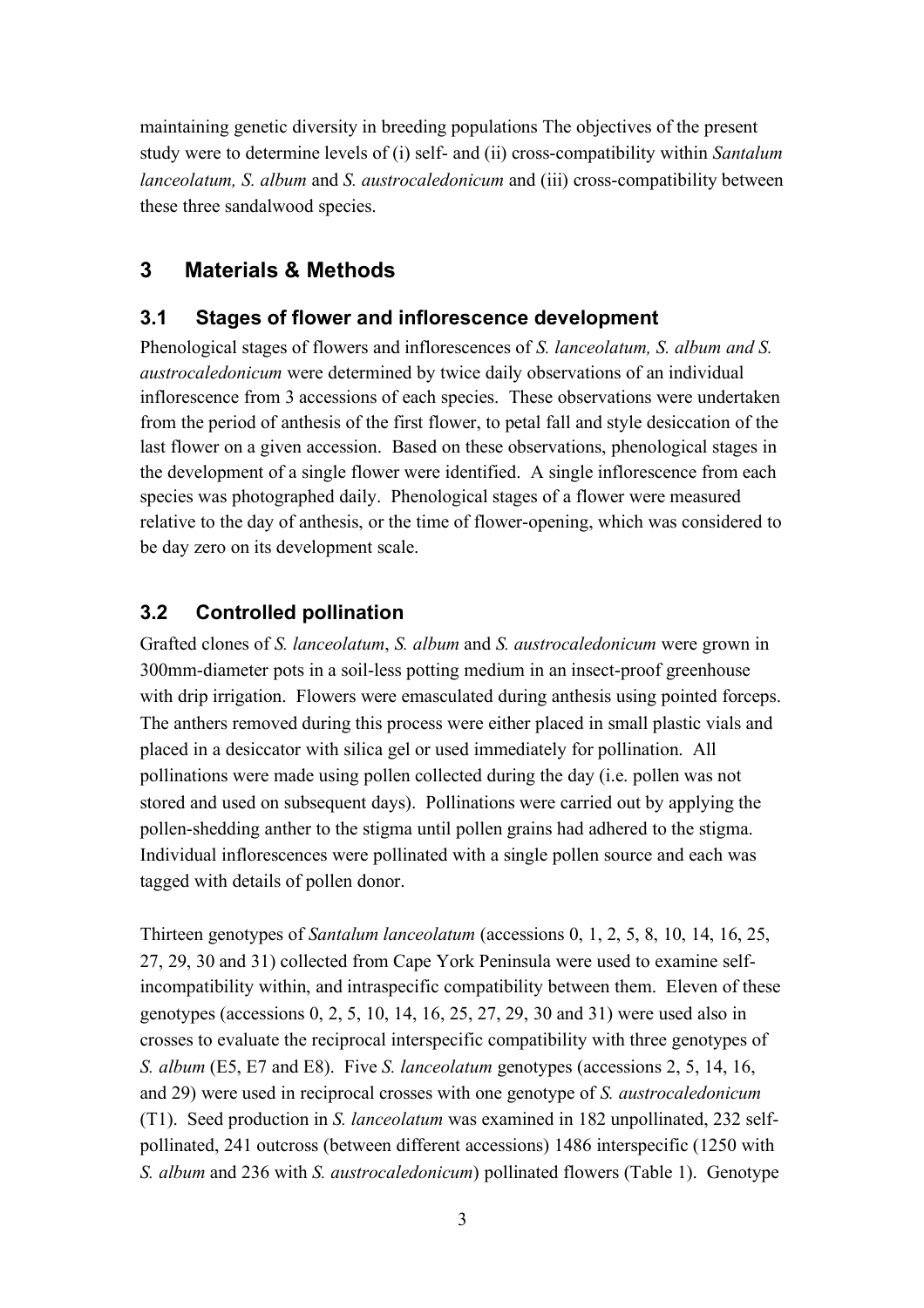maintaining genetic diversity in breeding populations The objectives of the present study were to determine levels of (i) self- and (ii) cross-compatibility within *Santalum lanceolatum, S. album* and *S. austrocaledonicum* and (iii) cross-compatibility between these three sandalwood species.

# 3 Materials & Methods

## 3.1 Stages of flower and inflorescence development

Phenological stages of flowers and inflorescences of *S. lanceolatum, S. album and S. austrocaledonicum* were determined by twice daily observations of an individual inflorescence from 3 accessions of each species. These observations were undertaken from the period of anthesis of the first flower, to petal fall and style desiccation of the last flower on a given accession. Based on these observations, phenological stages in the development of a single flower were identified. A single inflorescence from each species was photographed daily. Phenological stages of a flower were measured relative to the day of anthesis, or the time of flower-opening, which was considered to be day zero on its development scale.

## 3.2 Controlled pollination

Grafted clones of *S. lanceolatum*, *S. album* and *S. austrocaledonicum* were grown in 300mm-diameter pots in a soil-less potting medium in an insect-proof greenhouse with drip irrigation. Flowers were emasculated during anthesis using pointed forceps. The anthers removed during this process were either placed in small plastic vials and placed in a desiccator with silica gel or used immediately for pollination. All pollinations were made using pollen collected during the day (i.e. pollen was not stored and used on subsequent days). Pollinations were carried out by applying the pollen-shedding anther to the stigma until pollen grains had adhered to the stigma. Individual inflorescences were pollinated with a single pollen source and each was tagged with details of pollen donor.

Thirteen genotypes of *Santalum lanceolatum* (accessions 0, 1, 2, 5, 8, 10, 14, 16, 25, 27, 29, 30 and 31) collected from Cape York Peninsula were used to examine self-incompatibility within, and intraspecific compatibility between them. Eleven of these genotypes (accessions 0, 2, 5, 10, 14, 16, 25, 27, 29, 30 and 31) were used also in crosses to evaluate the reciprocal interspecific compatibility with three genotypes of *S. album* (E5, E7 and E8). Five *S. lanceolatum* genotypes (accessions 2, 5, 14, 16, and 29) were used in reciprocal crosses with one genotype of *S. austrocaledonicum* (T1). Seed production in *S. lanceolatum* was examined in 182 unpollinated, 232 self-pollinated, 241 outcross (between different accessions) 1486 interspecific (1250 with *S. album* and 236 with *S. austrocaledonicum*) pollinated flowers (Table 1). Genotype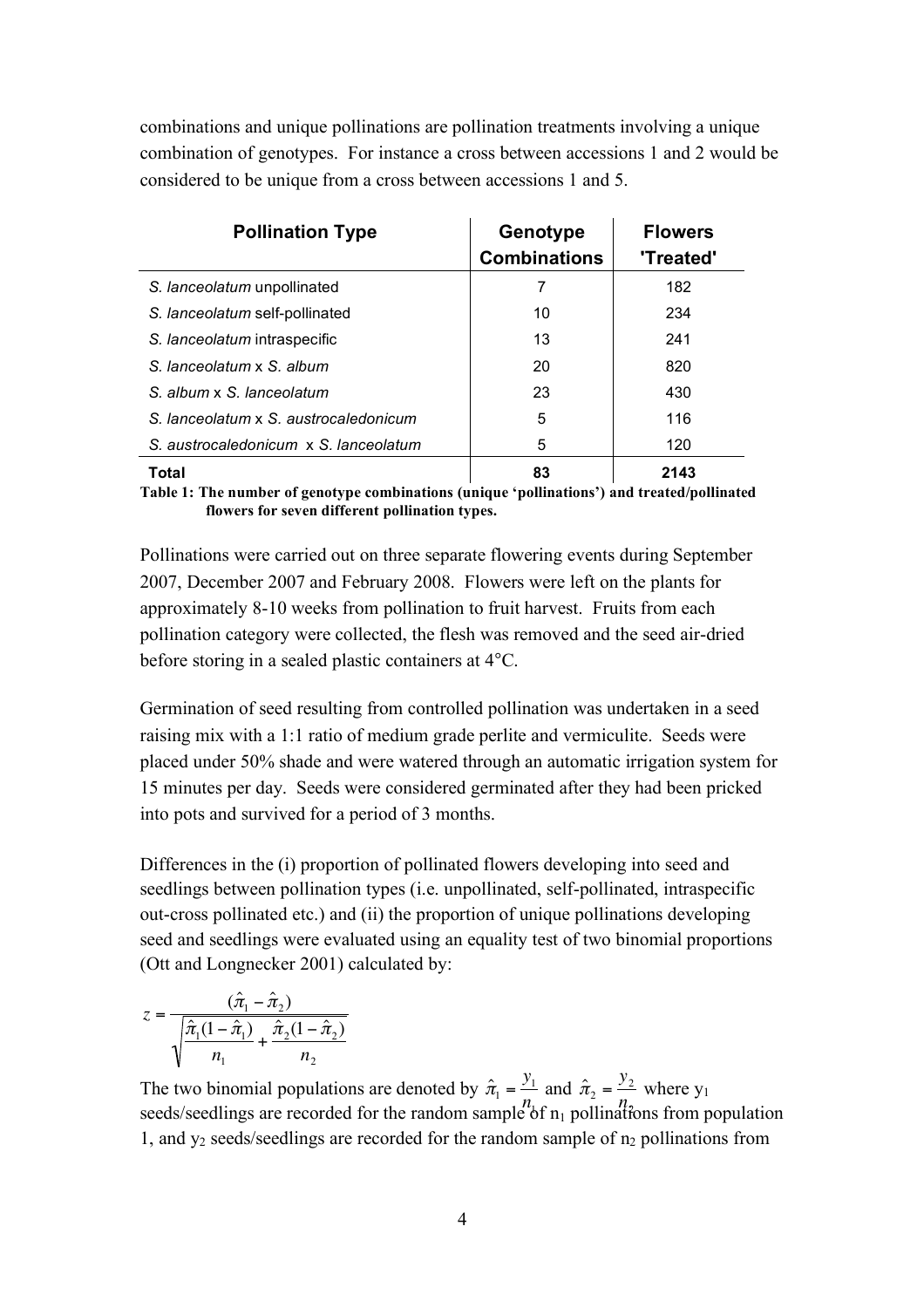combinations and unique pollinations are pollination treatments involving a unique combination of genotypes. For instance a cross between accessions 1 and 2 would be considered to be unique from a cross between accessions 1 and 5.

| Pollination Type | Genotype Combinations | Flowers 'Treated' |
|---|---|---|
| *S. lanceolatum* unpollinated | 7 | 182 |
| *S. lanceolatum* self-pollinated | 10 | 234 |
| *S. lanceolatum* intraspecific | 13 | 241 |
| *S. lanceolatum* x *S. album* | 20 | 820 |
| *S. album* x *S. lanceolatum* | 23 | 430 |
| *S. lanceolatum* x *S. austrocaledonicum* | 5 | 116 |
| *S. austrocaledonicum* x *S. lanceolatum* | 5 | 120 |
| **Total** | **83** | **2143** |

**Table 1: The number of genotype combinations (unique 'pollinations') and treated/pollinated flowers for seven different pollination types.**

Pollinations were carried out on three separate flowering events during September 2007, December 2007 and February 2008. Flowers were left on the plants for approximately 8-10 weeks from pollination to fruit harvest. Fruits from each pollination category were collected, the flesh was removed and the seed air-dried before storing in a sealed plastic containers at 4°C.

Germination of seed resulting from controlled pollination was undertaken in a seed raising mix with a 1:1 ratio of medium grade perlite and vermiculite. Seeds were placed under 50% shade and were watered through an automatic irrigation system for 15 minutes per day. Seeds were considered germinated after they had been pricked into pots and survived for a period of 3 months.

Differences in the (i) proportion of pollinated flowers developing into seed and seedlings between pollination types (i.e. unpollinated, self-pollinated, intraspecific out-cross pollinated etc.) and (ii) the proportion of unique pollinations developing seed and seedlings were evaluated using an equality test of two binomial proportions (Ott and Longnecker 2001) calculated by:

$$z = \frac{(\hat{\pi}_1 - \hat{\pi}_2)}{\sqrt{\frac{\hat{\pi}_1(1-\hat{\pi}_1)}{n_1} + \frac{\hat{\pi}_2(1-\hat{\pi}_2)}{n_2}}}$$

The two binomial populations are denoted by $\hat{\pi}_1 = \frac{y_1}{n_1}$ and $\hat{\pi}_2 = \frac{y_2}{n_2}$ where $y_1$ seeds/seedlings are recorded for the random sample of $n_1$ pollinations from population 1, and $y_2$ seeds/seedlings are recorded for the random sample of $n_2$ pollinations from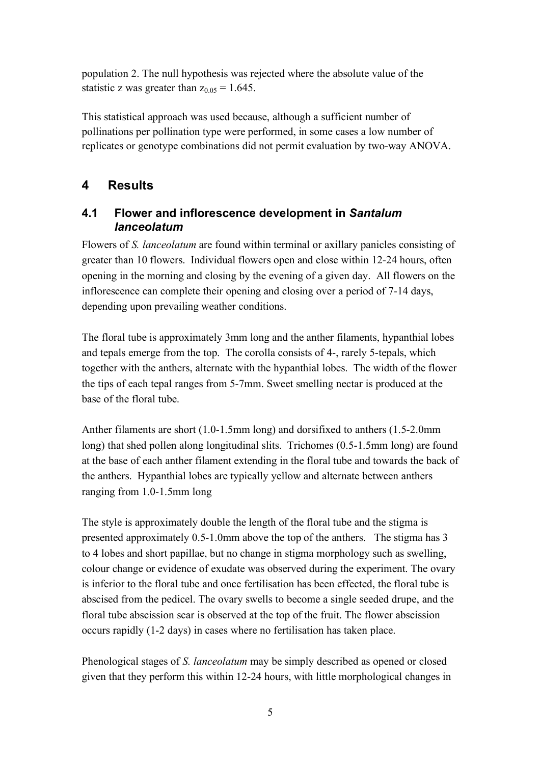population 2. The null hypothesis was rejected where the absolute value of the statistic z was greater than $z_{0.05} = 1.645$.

This statistical approach was used because, although a sufficient number of pollinations per pollination type were performed, in some cases a low number of replicates or genotype combinations did not permit evaluation by two-way ANOVA.

# 4 Results

## 4.1 Flower and inflorescence development in *Santalum lanceolatum*

Flowers of *S. lanceolatum* are found within terminal or axillary panicles consisting of greater than 10 flowers. Individual flowers open and close within 12-24 hours, often opening in the morning and closing by the evening of a given day. All flowers on the inflorescence can complete their opening and closing over a period of 7-14 days, depending upon prevailing weather conditions.

The floral tube is approximately 3mm long and the anther filaments, hypanthial lobes and tepals emerge from the top. The corolla consists of 4-, rarely 5-tepals, which together with the anthers, alternate with the hypanthial lobes. The width of the flower the tips of each tepal ranges from 5-7mm. Sweet smelling nectar is produced at the base of the floral tube.

Anther filaments are short (1.0-1.5mm long) and dorsifixed to anthers (1.5-2.0mm long) that shed pollen along longitudinal slits. Trichomes (0.5-1.5mm long) are found at the base of each anther filament extending in the floral tube and towards the back of the anthers. Hypanthial lobes are typically yellow and alternate between anthers ranging from 1.0-1.5mm long

The style is approximately double the length of the floral tube and the stigma is presented approximately 0.5-1.0mm above the top of the anthers. The stigma has 3 to 4 lobes and short papillae, but no change in stigma morphology such as swelling, colour change or evidence of exudate was observed during the experiment. The ovary is inferior to the floral tube and once fertilisation has been effected, the floral tube is abscised from the pedicel. The ovary swells to become a single seeded drupe, and the floral tube abscission scar is observed at the top of the fruit. The flower abscission occurs rapidly (1-2 days) in cases where no fertilisation has taken place.

Phenological stages of *S. lanceolatum* may be simply described as opened or closed given that they perform this within 12-24 hours, with little morphological changes in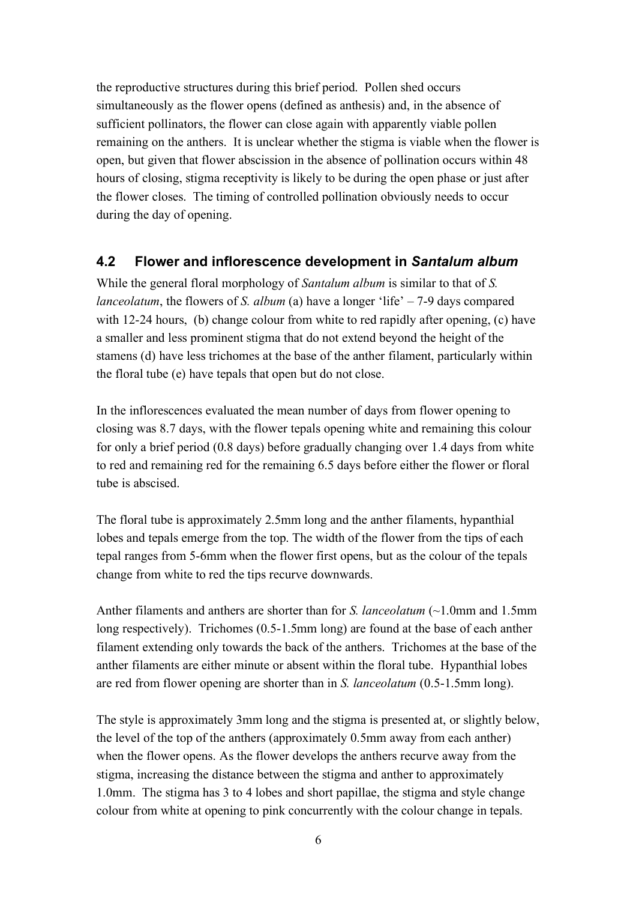the reproductive structures during this brief period. Pollen shed occurs simultaneously as the flower opens (defined as anthesis) and, in the absence of sufficient pollinators, the flower can close again with apparently viable pollen remaining on the anthers. It is unclear whether the stigma is viable when the flower is open, but given that flower abscission in the absence of pollination occurs within 48 hours of closing, stigma receptivity is likely to be during the open phase or just after the flower closes. The timing of controlled pollination obviously needs to occur during the day of opening.

## 4.2 Flower and inflorescence development in *Santalum album*

While the general floral morphology of *Santalum album* is similar to that of *S. lanceolatum*, the flowers of *S. album* (a) have a longer 'life' – 7-9 days compared with 12-24 hours, (b) change colour from white to red rapidly after opening, (c) have a smaller and less prominent stigma that do not extend beyond the height of the stamens (d) have less trichomes at the base of the anther filament, particularly within the floral tube (e) have tepals that open but do not close.

In the inflorescences evaluated the mean number of days from flower opening to closing was 8.7 days, with the flower tepals opening white and remaining this colour for only a brief period (0.8 days) before gradually changing over 1.4 days from white to red and remaining red for the remaining 6.5 days before either the flower or floral tube is abscised.

The floral tube is approximately 2.5mm long and the anther filaments, hypanthial lobes and tepals emerge from the top. The width of the flower from the tips of each tepal ranges from 5-6mm when the flower first opens, but as the colour of the tepals change from white to red the tips recurve downwards.

Anther filaments and anthers are shorter than for *S. lanceolatum* (~1.0mm and 1.5mm long respectively). Trichomes (0.5-1.5mm long) are found at the base of each anther filament extending only towards the back of the anthers. Trichomes at the base of the anther filaments are either minute or absent within the floral tube. Hypanthial lobes are red from flower opening are shorter than in *S. lanceolatum* (0.5-1.5mm long).

The style is approximately 3mm long and the stigma is presented at, or slightly below, the level of the top of the anthers (approximately 0.5mm away from each anther) when the flower opens. As the flower develops the anthers recurve away from the stigma, increasing the distance between the stigma and anther to approximately 1.0mm. The stigma has 3 to 4 lobes and short papillae, the stigma and style change colour from white at opening to pink concurrently with the colour change in tepals.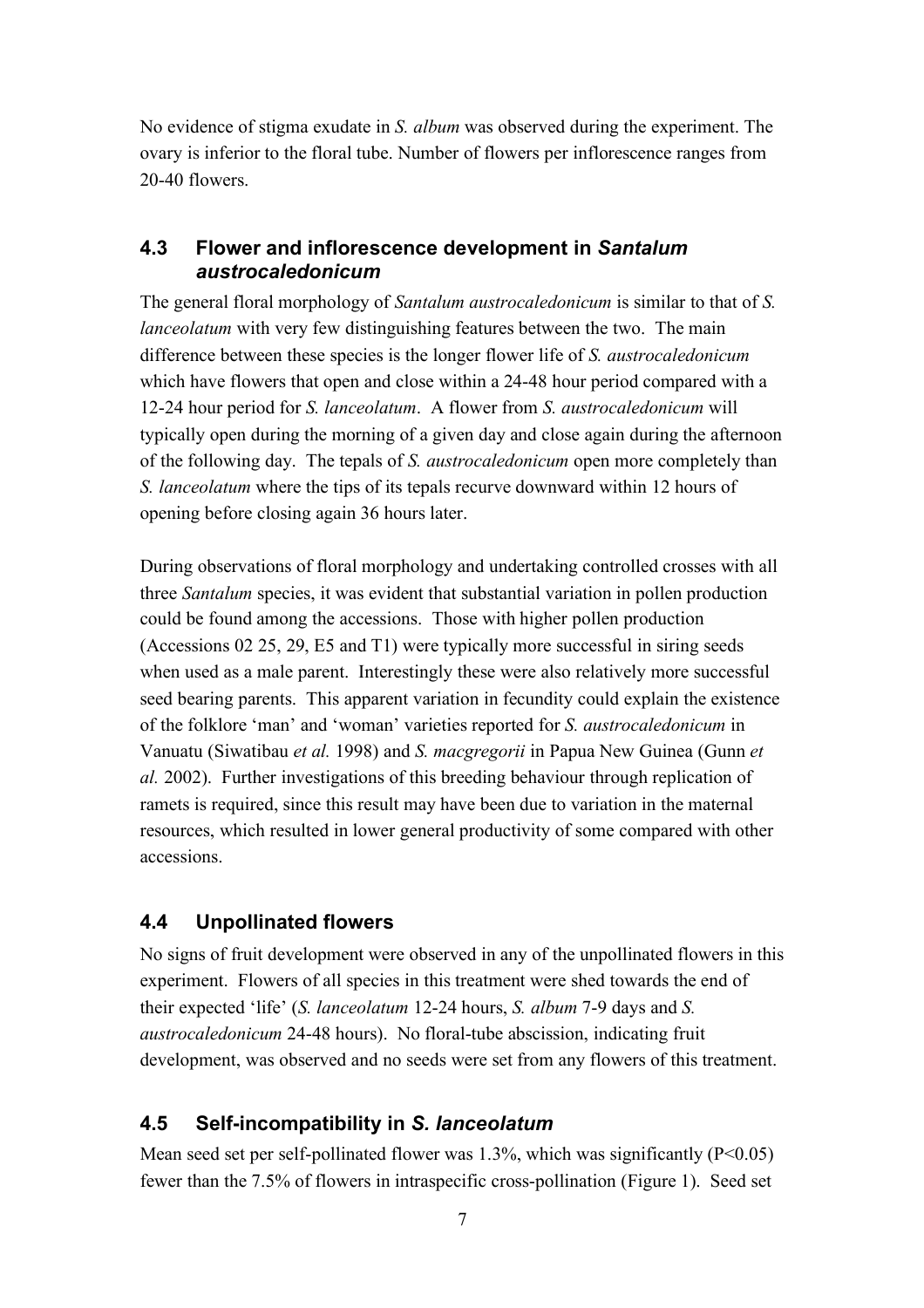No evidence of stigma exudate in *S. album* was observed during the experiment. The ovary is inferior to the floral tube. Number of flowers per inflorescence ranges from 20-40 flowers.

## 4.3 Flower and inflorescence development in *Santalum austrocaledonicum*

The general floral morphology of *Santalum austrocaledonicum* is similar to that of *S. lanceolatum* with very few distinguishing features between the two. The main difference between these species is the longer flower life of *S. austrocaledonicum* which have flowers that open and close within a 24-48 hour period compared with a 12-24 hour period for *S. lanceolatum*. A flower from *S. austrocaledonicum* will typically open during the morning of a given day and close again during the afternoon of the following day. The tepals of *S. austrocaledonicum* open more completely than *S. lanceolatum* where the tips of its tepals recurve downward within 12 hours of opening before closing again 36 hours later.

During observations of floral morphology and undertaking controlled crosses with all three *Santalum* species, it was evident that substantial variation in pollen production could be found among the accessions. Those with higher pollen production (Accessions 02 25, 29, E5 and T1) were typically more successful in siring seeds when used as a male parent. Interestingly these were also relatively more successful seed bearing parents. This apparent variation in fecundity could explain the existence of the folklore 'man' and 'woman' varieties reported for *S. austrocaledonicum* in Vanuatu (Siwatibau *et al.* 1998) and *S. macgregorii* in Papua New Guinea (Gunn *et al.* 2002). Further investigations of this breeding behaviour through replication of ramets is required, since this result may have been due to variation in the maternal resources, which resulted in lower general productivity of some compared with other accessions.

## 4.4 Unpollinated flowers

No signs of fruit development were observed in any of the unpollinated flowers in this experiment. Flowers of all species in this treatment were shed towards the end of their expected 'life' (*S. lanceolatum* 12-24 hours, *S. album* 7-9 days and *S. austrocaledonicum* 24-48 hours). No floral-tube abscission, indicating fruit development, was observed and no seeds were set from any flowers of this treatment.

## 4.5 Self-incompatibility in *S. lanceolatum*

Mean seed set per self-pollinated flower was 1.3%, which was significantly ($P<0.05$) fewer than the 7.5% of flowers in intraspecific cross-pollination (Figure 1). Seed set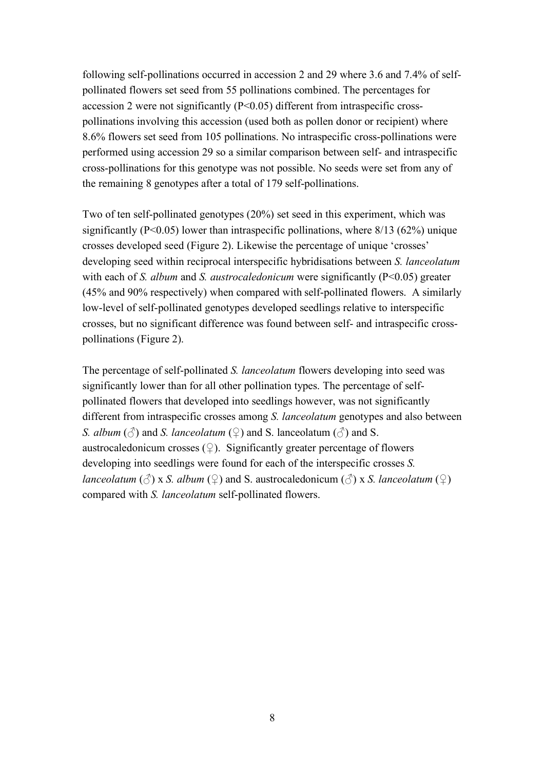following self-pollinations occurred in accession 2 and 29 where 3.6 and 7.4% of self-pollinated flowers set seed from 55 pollinations combined. The percentages for accession 2 were not significantly ($P<0.05$) different from intraspecific cross-pollinations involving this accession (used both as pollen donor or recipient) where 8.6% flowers set seed from 105 pollinations. No intraspecific cross-pollinations were performed using accession 29 so a similar comparison between self- and intraspecific cross-pollinations for this genotype was not possible. No seeds were set from any of the remaining 8 genotypes after a total of 179 self-pollinations.

Two of ten self-pollinated genotypes (20%) set seed in this experiment, which was significantly ($P<0.05$) lower than intraspecific pollinations, where 8/13 (62%) unique crosses developed seed (Figure 2). Likewise the percentage of unique 'crosses' developing seed within reciprocal interspecific hybridisations between *S. lanceolatum* with each of *S. album* and *S. austrocaledonicum* were significantly ($P<0.05$) greater (45% and 90% respectively) when compared with self-pollinated flowers. A similarly low-level of self-pollinated genotypes developed seedlings relative to interspecific crosses, but no significant difference was found between self- and intraspecific cross-pollinations (Figure 2).

The percentage of self-pollinated *S. lanceolatum* flowers developing into seed was significantly lower than for all other pollination types. The percentage of self-pollinated flowers that developed into seedlings however, was not significantly different from intraspecific crosses among *S. lanceolatum* genotypes and also between *S. album* (♂) and *S. lanceolatum* (♀) and S. lanceolatum (♂) and S. austrocaledonicum crosses (♀). Significantly greater percentage of flowers developing into seedlings were found for each of the interspecific crosses *S. lanceolatum* (♂) x *S. album* (♀) and S. austrocaledonicum (♂) x *S. lanceolatum* (♀) compared with *S. lanceolatum* self-pollinated flowers.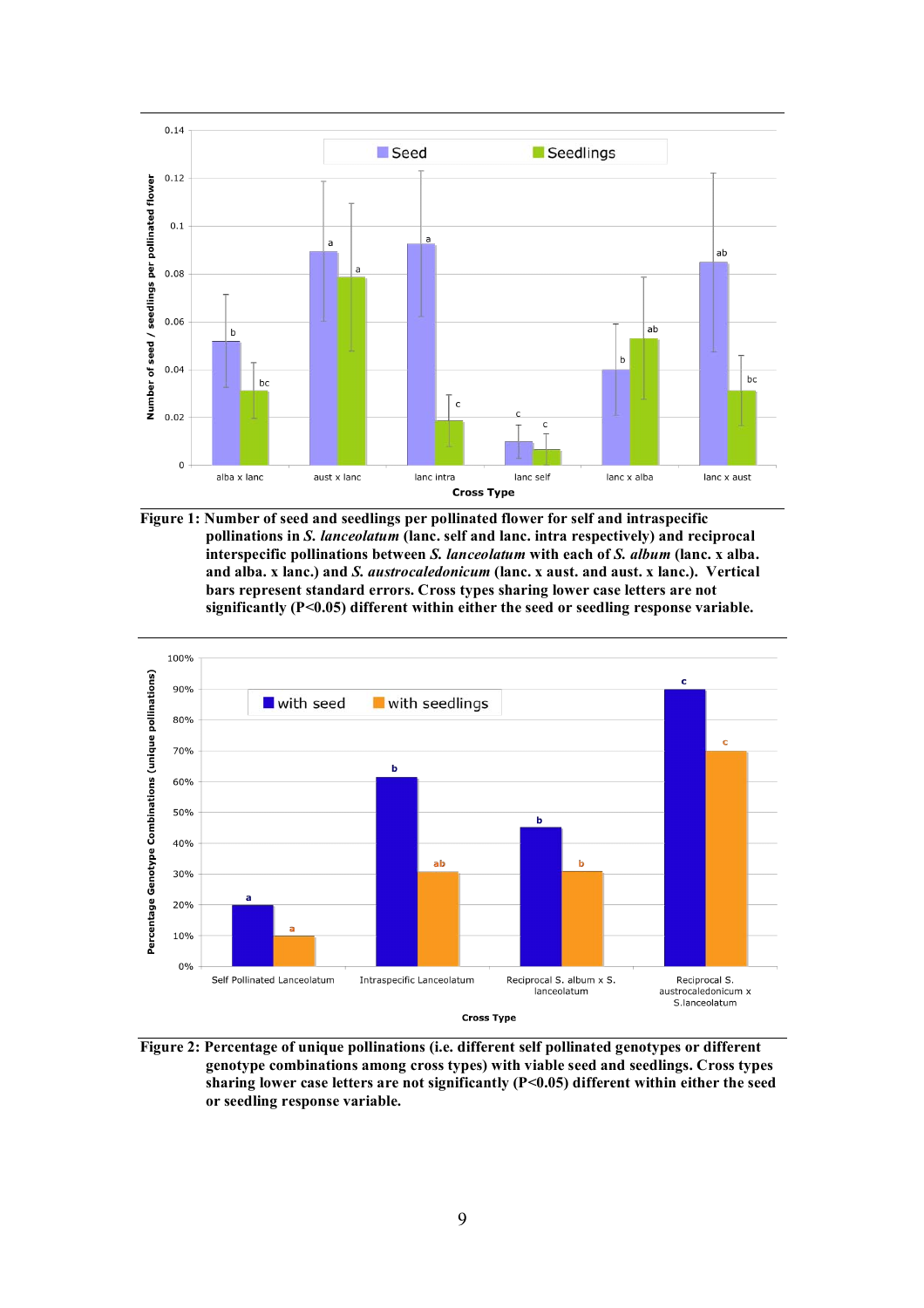**Figure 1: Number of seed and seedlings per pollinated flower for self and intraspecific pollinations in *S. lanceolatum* (lanc. self and lanc. intra respectively) and reciprocal interspecific pollinations between *S. lanceolatum* with each of *S. album* (lanc. x alba. and alba. x lanc.) and *S. austrocaledonicum* (lanc. x aust. and aust. x lanc.). Vertical bars represent standard errors. Cross types sharing lower case letters are not significantly (P<0.05) different within either the seed or seedling response variable.**

**Figure 2: Percentage of unique pollinations (i.e. different self pollinated genotypes or different genotype combinations among cross types) with viable seed and seedlings. Cross types sharing lower case letters are not significantly (P<0.05) different within either the seed or seedling response variable.**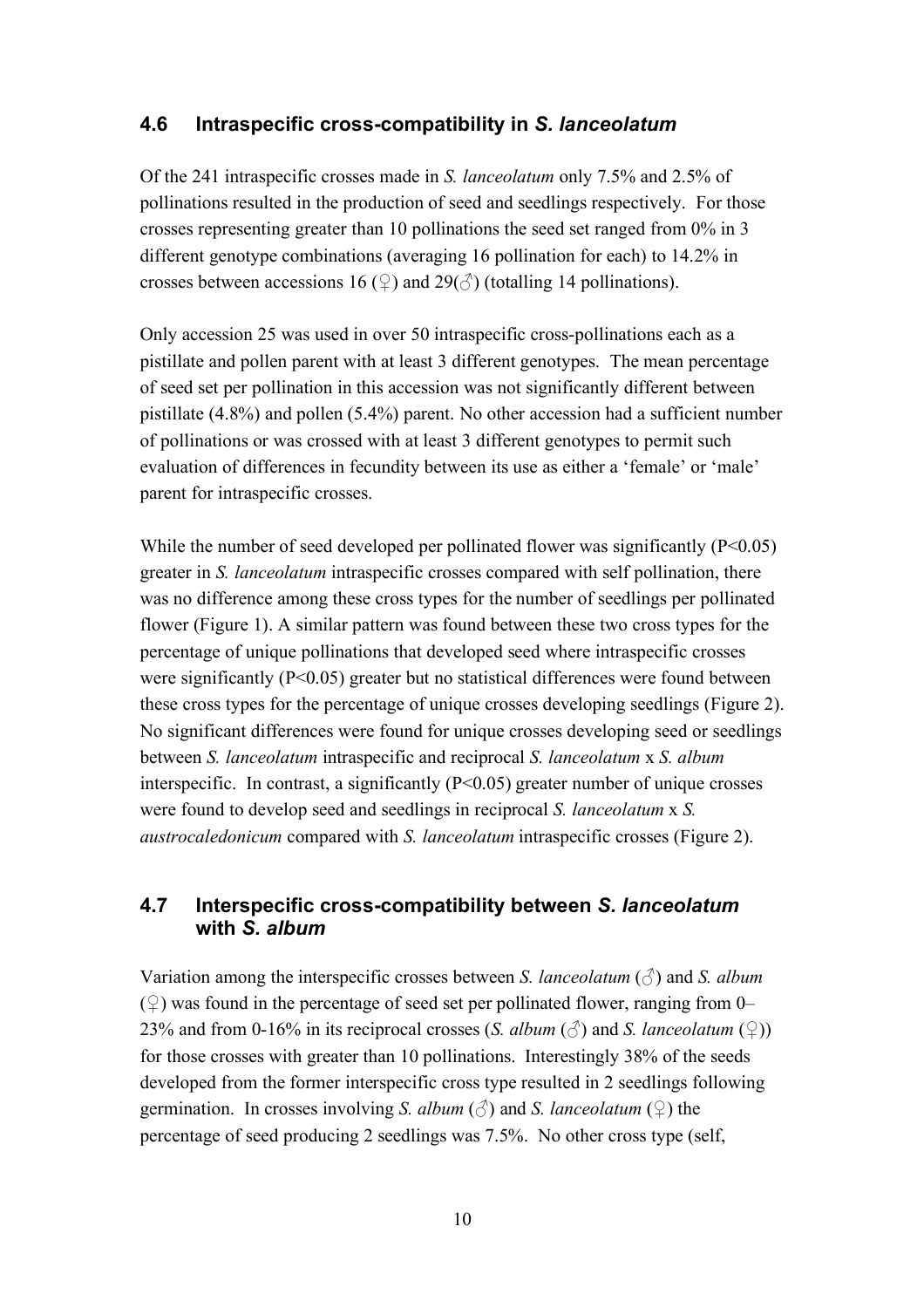## 4.6 Intraspecific cross-compatibility in *S. lanceolatum*

Of the 241 intraspecific crosses made in *S. lanceolatum* only 7.5% and 2.5% of pollinations resulted in the production of seed and seedlings respectively. For those crosses representing greater than 10 pollinations the seed set ranged from 0% in 3 different genotype combinations (averaging 16 pollination for each) to 14.2% in crosses between accessions 16 (♀) and 29(♂) (totalling 14 pollinations).

Only accession 25 was used in over 50 intraspecific cross-pollinations each as a pistillate and pollen parent with at least 3 different genotypes. The mean percentage of seed set per pollination in this accession was not significantly different between pistillate (4.8%) and pollen (5.4%) parent. No other accession had a sufficient number of pollinations or was crossed with at least 3 different genotypes to permit such evaluation of differences in fecundity between its use as either a 'female' or 'male' parent for intraspecific crosses.

While the number of seed developed per pollinated flower was significantly ($P<0.05$) greater in *S. lanceolatum* intraspecific crosses compared with self pollination, there was no difference among these cross types for the number of seedlings per pollinated flower (Figure 1). A similar pattern was found between these two cross types for the percentage of unique pollinations that developed seed where intraspecific crosses were significantly ($P<0.05$) greater but no statistical differences were found between these cross types for the percentage of unique crosses developing seedlings (Figure 2). No significant differences were found for unique crosses developing seed or seedlings between *S. lanceolatum* intraspecific and reciprocal *S. lanceolatum* x *S. album* interspecific. In contrast, a significantly ($P<0.05$) greater number of unique crosses were found to develop seed and seedlings in reciprocal *S. lanceolatum* x *S. austrocaledonicum* compared with *S. lanceolatum* intraspecific crosses (Figure 2).

## 4.7 Interspecific cross-compatibility between *S. lanceolatum* with *S. album*

Variation among the interspecific crosses between *S. lanceolatum* (♂) and *S. album* (♀) was found in the percentage of seed set per pollinated flower, ranging from 0–23% and from 0-16% in its reciprocal crosses (*S. album* (♂) and *S. lanceolatum* (♀)) for those crosses with greater than 10 pollinations. Interestingly 38% of the seeds developed from the former interspecific cross type resulted in 2 seedlings following germination. In crosses involving *S. album* (♂) and *S. lanceolatum* (♀) the percentage of seed producing 2 seedlings was 7.5%. No other cross type (self,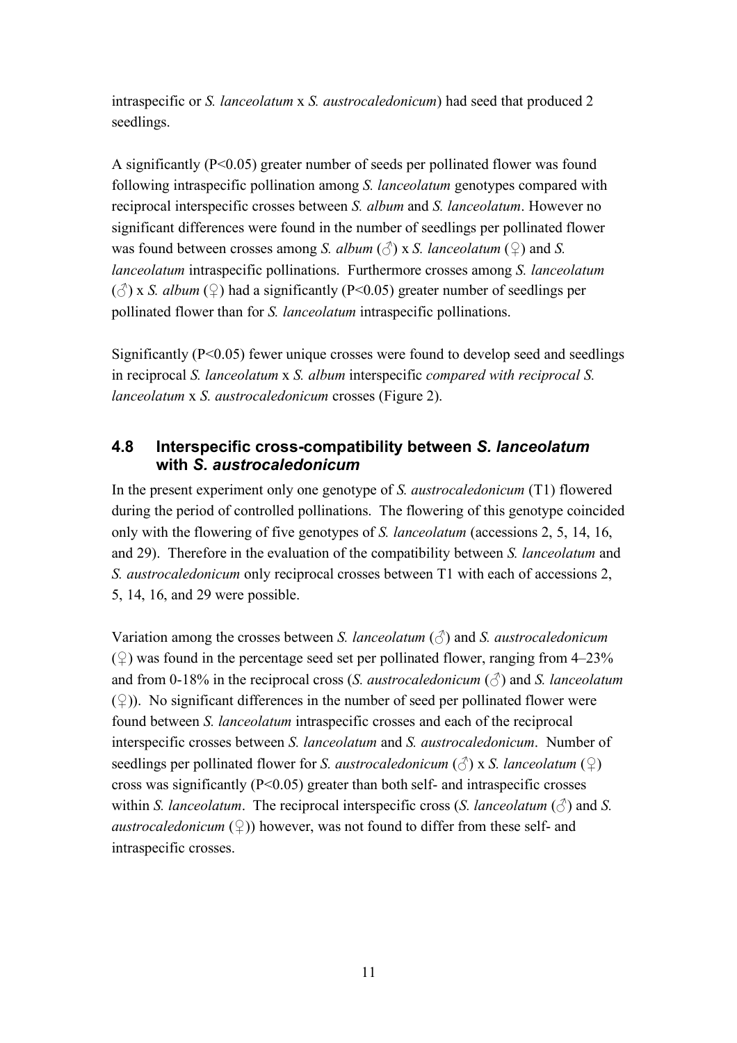intraspecific or *S. lanceolatum* x *S. austrocaledonicum*) had seed that produced 2 seedlings.

A significantly ($P<0.05$) greater number of seeds per pollinated flower was found following intraspecific pollination among *S. lanceolatum* genotypes compared with reciprocal interspecific crosses between *S. album* and *S. lanceolatum*. However no significant differences were found in the number of seedlings per pollinated flower was found between crosses among *S. album* (♂) x *S. lanceolatum* (♀) and *S. lanceolatum* intraspecific pollinations. Furthermore crosses among *S. lanceolatum* (♂) x *S. album* (♀) had a significantly ($P<0.05$) greater number of seedlings per pollinated flower than for *S. lanceolatum* intraspecific pollinations.

Significantly ($P<0.05$) fewer unique crosses were found to develop seed and seedlings in reciprocal *S. lanceolatum* x *S. album* interspecific *compared with reciprocal S. lanceolatum* x *S. austrocaledonicum* crosses (Figure 2).

### 4.8 Interspecific cross-compatibility between *S. lanceolatum* with *S. austrocaledonicum*

In the present experiment only one genotype of *S. austrocaledonicum* (T1) flowered during the period of controlled pollinations. The flowering of this genotype coincided only with the flowering of five genotypes of *S. lanceolatum* (accessions 2, 5, 14, 16, and 29). Therefore in the evaluation of the compatibility between *S. lanceolatum* and *S. austrocaledonicum* only reciprocal crosses between T1 with each of accessions 2, 5, 14, 16, and 29 were possible.

Variation among the crosses between *S. lanceolatum* (♂) and *S. austrocaledonicum* (♀) was found in the percentage seed set per pollinated flower, ranging from 4–23% and from 0-18% in the reciprocal cross (*S. austrocaledonicum* (♂) and *S. lanceolatum* (♀)). No significant differences in the number of seed per pollinated flower were found between *S. lanceolatum* intraspecific crosses and each of the reciprocal interspecific crosses between *S. lanceolatum* and *S. austrocaledonicum*. Number of seedlings per pollinated flower for *S. austrocaledonicum* (♂) x *S. lanceolatum* (♀) cross was significantly ($P<0.05$) greater than both self- and intraspecific crosses within *S. lanceolatum*. The reciprocal interspecific cross (*S. lanceolatum* (♂) and *S. austrocaledonicum* (♀)) however, was not found to differ from these self- and intraspecific crosses.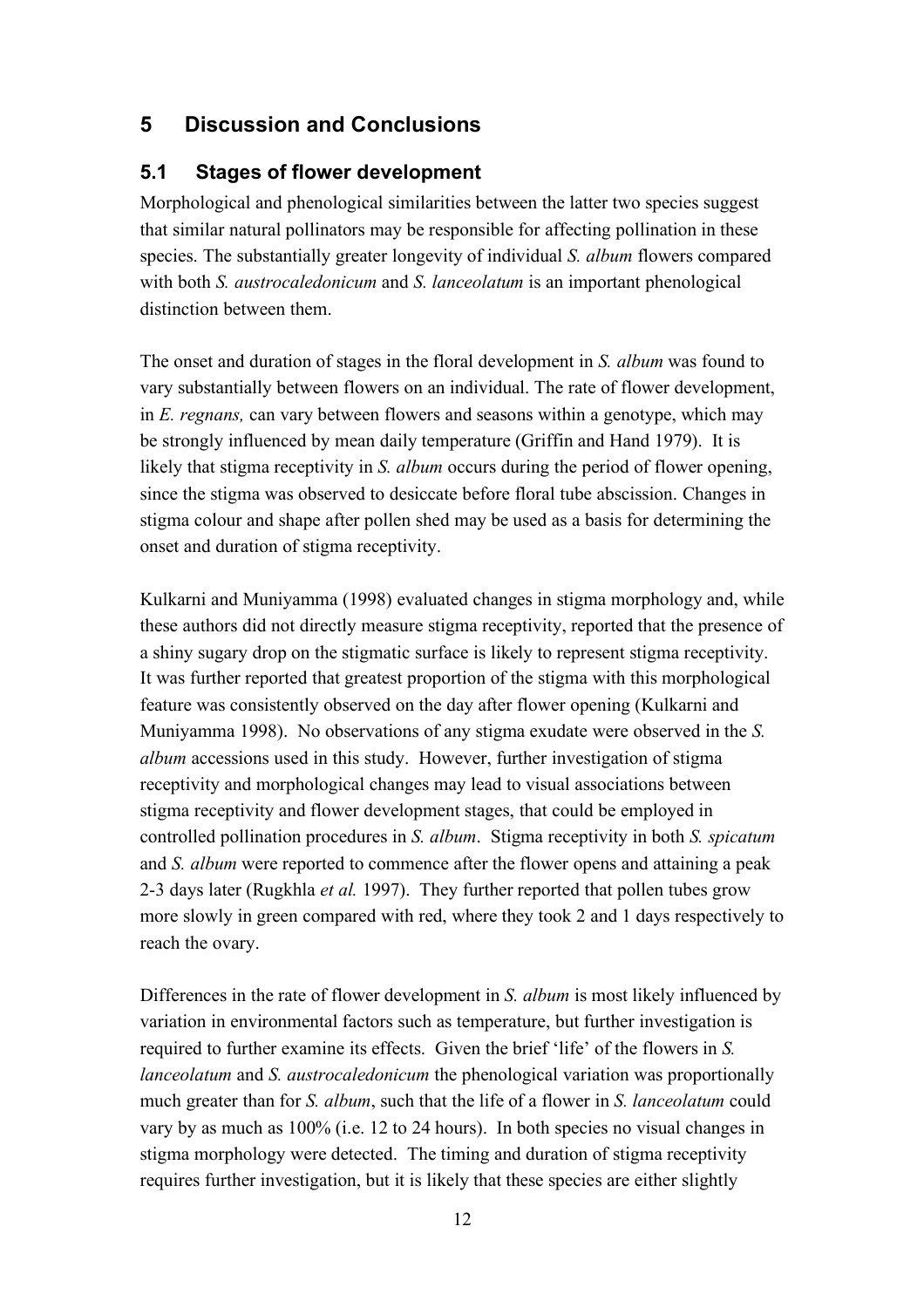# 5 Discussion and Conclusions

## 5.1 Stages of flower development

Morphological and phenological similarities between the latter two species suggest that similar natural pollinators may be responsible for affecting pollination in these species. The substantially greater longevity of individual *S. album* flowers compared with both *S. austrocaledonicum* and *S. lanceolatum* is an important phenological distinction between them.

The onset and duration of stages in the floral development in *S. album* was found to vary substantially between flowers on an individual. The rate of flower development, in *E. regnans,* can vary between flowers and seasons within a genotype, which may be strongly influenced by mean daily temperature (Griffin and Hand 1979). It is likely that stigma receptivity in *S. album* occurs during the period of flower opening, since the stigma was observed to desiccate before floral tube abscission. Changes in stigma colour and shape after pollen shed may be used as a basis for determining the onset and duration of stigma receptivity.

Kulkarni and Muniyamma (1998) evaluated changes in stigma morphology and, while these authors did not directly measure stigma receptivity, reported that the presence of a shiny sugary drop on the stigmatic surface is likely to represent stigma receptivity. It was further reported that greatest proportion of the stigma with this morphological feature was consistently observed on the day after flower opening (Kulkarni and Muniyamma 1998). No observations of any stigma exudate were observed in the *S. album* accessions used in this study. However, further investigation of stigma receptivity and morphological changes may lead to visual associations between stigma receptivity and flower development stages, that could be employed in controlled pollination procedures in *S. album*. Stigma receptivity in both *S. spicatum* and *S. album* were reported to commence after the flower opens and attaining a peak 2-3 days later (Rugkhla *et al.* 1997). They further reported that pollen tubes grow more slowly in green compared with red, where they took 2 and 1 days respectively to reach the ovary.

Differences in the rate of flower development in *S. album* is most likely influenced by variation in environmental factors such as temperature, but further investigation is required to further examine its effects. Given the brief 'life' of the flowers in *S. lanceolatum* and *S. austrocaledonicum* the phenological variation was proportionally much greater than for *S. album*, such that the life of a flower in *S. lanceolatum* could vary by as much as 100% (i.e. 12 to 24 hours). In both species no visual changes in stigma morphology were detected. The timing and duration of stigma receptivity requires further investigation, but it is likely that these species are either slightly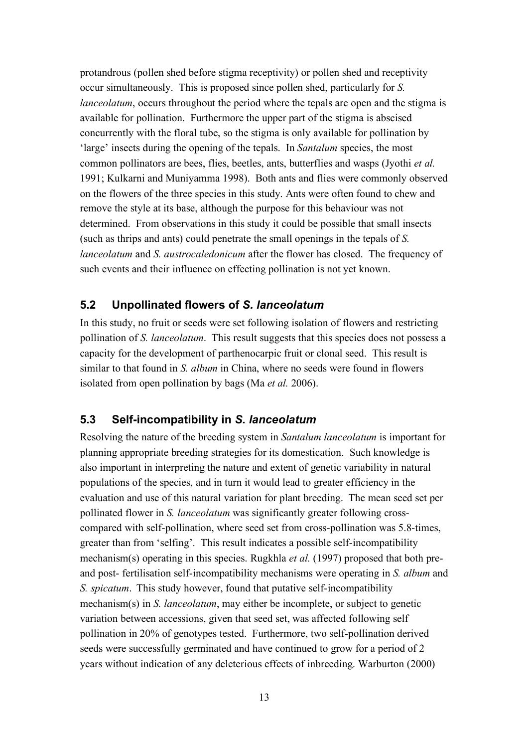protandrous (pollen shed before stigma receptivity) or pollen shed and receptivity occur simultaneously. This is proposed since pollen shed, particularly for *S. lanceolatum*, occurs throughout the period where the tepals are open and the stigma is available for pollination. Furthermore the upper part of the stigma is abscised concurrently with the floral tube, so the stigma is only available for pollination by 'large' insects during the opening of the tepals. In *Santalum* species, the most common pollinators are bees, flies, beetles, ants, butterflies and wasps (Jyothi *et al.* 1991; Kulkarni and Muniyamma 1998). Both ants and flies were commonly observed on the flowers of the three species in this study. Ants were often found to chew and remove the style at its base, although the purpose for this behaviour was not determined. From observations in this study it could be possible that small insects (such as thrips and ants) could penetrate the small openings in the tepals of *S. lanceolatum* and *S. austrocaledonicum* after the flower has closed. The frequency of such events and their influence on effecting pollination is not yet known.

## 5.2 Unpollinated flowers of *S. lanceolatum*

In this study, no fruit or seeds were set following isolation of flowers and restricting pollination of *S. lanceolatum*. This result suggests that this species does not possess a capacity for the development of parthenocarpic fruit or clonal seed. This result is similar to that found in *S. album* in China, where no seeds were found in flowers isolated from open pollination by bags (Ma *et al.* 2006).

## 5.3 Self-incompatibility in *S. lanceolatum*

Resolving the nature of the breeding system in *Santalum lanceolatum* is important for planning appropriate breeding strategies for its domestication. Such knowledge is also important in interpreting the nature and extent of genetic variability in natural populations of the species, and in turn it would lead to greater efficiency in the evaluation and use of this natural variation for plant breeding. The mean seed set per pollinated flower in *S. lanceolatum* was significantly greater following cross- compared with self-pollination, where seed set from cross-pollination was 5.8-times, greater than from 'selfing'. This result indicates a possible self-incompatibility mechanism(s) operating in this species. Rugkhla *et al.* (1997) proposed that both pre- and post- fertilisation self-incompatibility mechanisms were operating in *S. album* and *S. spicatum*. This study however, found that putative self-incompatibility mechanism(s) in *S. lanceolatum*, may either be incomplete, or subject to genetic variation between accessions, given that seed set, was affected following self pollination in 20% of genotypes tested. Furthermore, two self-pollination derived seeds were successfully germinated and have continued to grow for a period of 2 years without indication of any deleterious effects of inbreeding. Warburton (2000)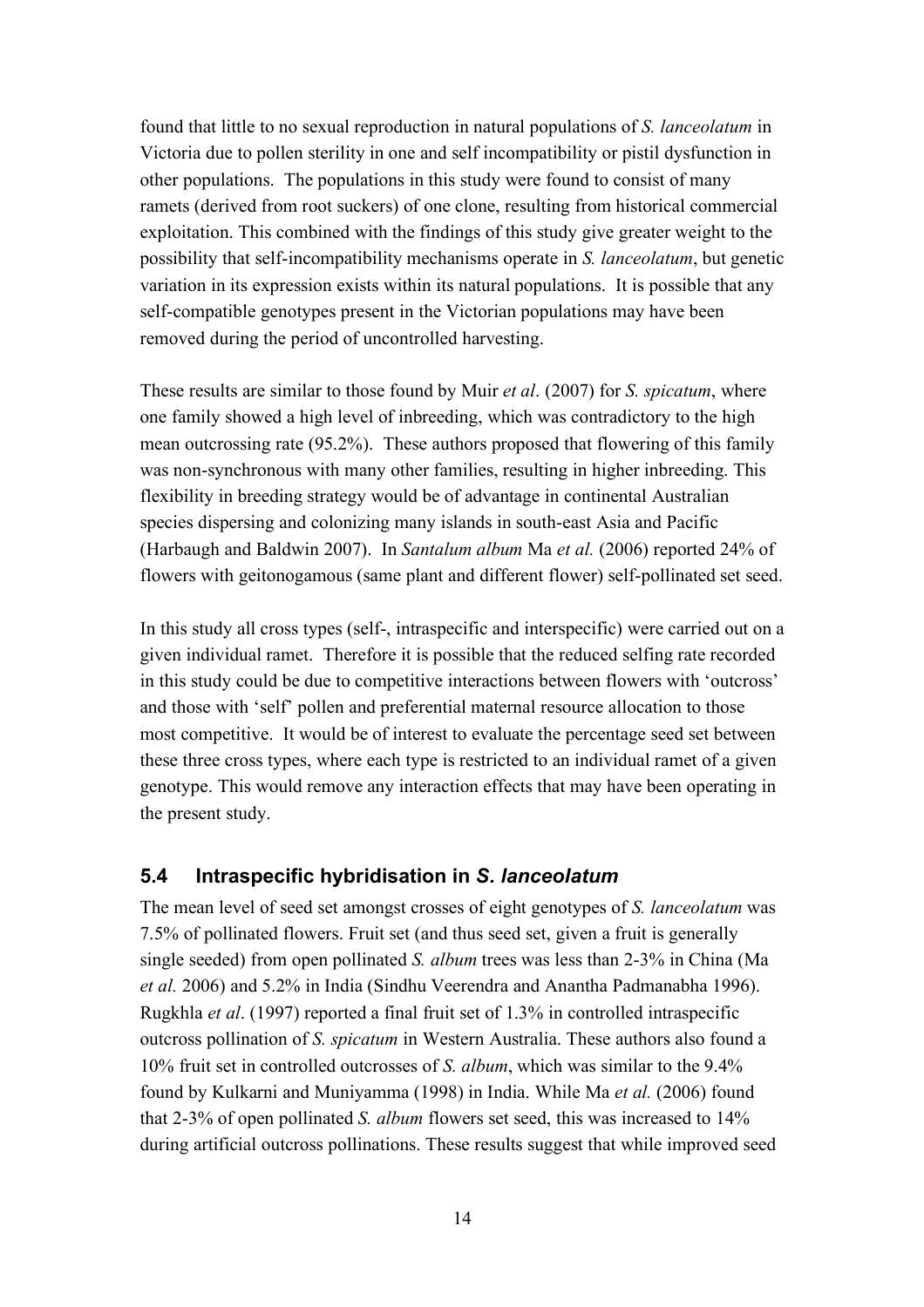found that little to no sexual reproduction in natural populations of *S. lanceolatum* in Victoria due to pollen sterility in one and self incompatibility or pistil dysfunction in other populations. The populations in this study were found to consist of many ramets (derived from root suckers) of one clone, resulting from historical commercial exploitation. This combined with the findings of this study give greater weight to the possibility that self-incompatibility mechanisms operate in *S. lanceolatum*, but genetic variation in its expression exists within its natural populations. It is possible that any self-compatible genotypes present in the Victorian populations may have been removed during the period of uncontrolled harvesting.

These results are similar to those found by Muir *et al*. (2007) for *S. spicatum*, where one family showed a high level of inbreeding, which was contradictory to the high mean outcrossing rate (95.2%). These authors proposed that flowering of this family was non-synchronous with many other families, resulting in higher inbreeding. This flexibility in breeding strategy would be of advantage in continental Australian species dispersing and colonizing many islands in south-east Asia and Pacific (Harbaugh and Baldwin 2007). In *Santalum album* Ma *et al.* (2006) reported 24% of flowers with geitonogamous (same plant and different flower) self-pollinated set seed.

In this study all cross types (self-, intraspecific and interspecific) were carried out on a given individual ramet. Therefore it is possible that the reduced selfing rate recorded in this study could be due to competitive interactions between flowers with 'outcross' and those with 'self' pollen and preferential maternal resource allocation to those most competitive. It would be of interest to evaluate the percentage seed set between these three cross types, where each type is restricted to an individual ramet of a given genotype. This would remove any interaction effects that may have been operating in the present study.

## 5.4 Intraspecific hybridisation in *S. lanceolatum*

The mean level of seed set amongst crosses of eight genotypes of *S. lanceolatum* was 7.5% of pollinated flowers. Fruit set (and thus seed set, given a fruit is generally single seeded) from open pollinated *S. album* trees was less than 2-3% in China (Ma *et al.* 2006) and 5.2% in India (Sindhu Veerendra and Anantha Padmanabha 1996). Rugkhla *et al*. (1997) reported a final fruit set of 1.3% in controlled intraspecific outcross pollination of *S. spicatum* in Western Australia. These authors also found a 10% fruit set in controlled outcrosses of *S. album*, which was similar to the 9.4% found by Kulkarni and Muniyamma (1998) in India. While Ma *et al.* (2006) found that 2-3% of open pollinated *S. album* flowers set seed, this was increased to 14% during artificial outcross pollinations. These results suggest that while improved seed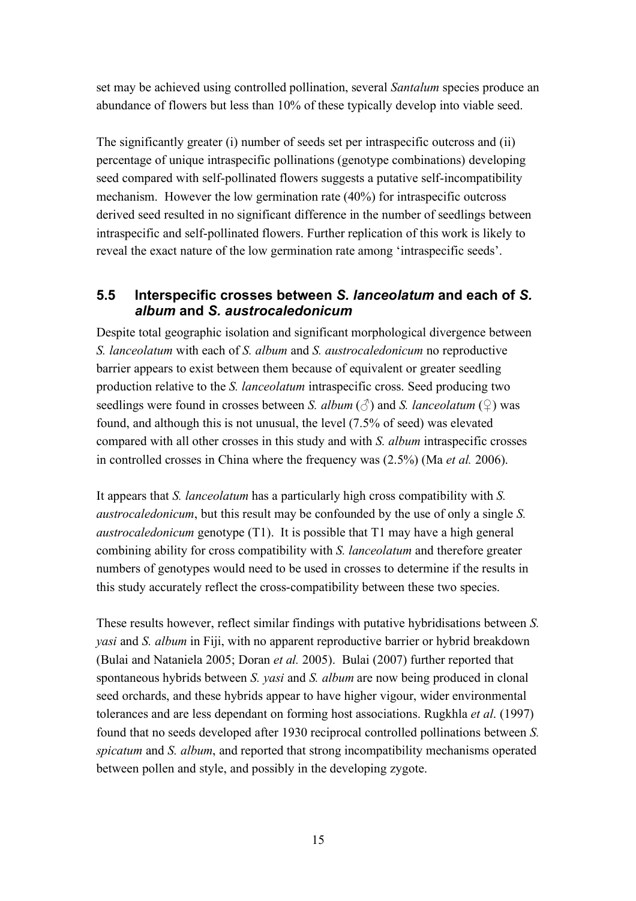set may be achieved using controlled pollination, several *Santalum* species produce an abundance of flowers but less than 10% of these typically develop into viable seed.

The significantly greater (i) number of seeds set per intraspecific outcross and (ii) percentage of unique intraspecific pollinations (genotype combinations) developing seed compared with self-pollinated flowers suggests a putative self-incompatibility mechanism. However the low germination rate (40%) for intraspecific outcross derived seed resulted in no significant difference in the number of seedlings between intraspecific and self-pollinated flowers. Further replication of this work is likely to reveal the exact nature of the low germination rate among 'intraspecific seeds'.

## 5.5 Interspecific crosses between *S. lanceolatum* and each of *S. album* and *S. austrocaledonicum*

Despite total geographic isolation and significant morphological divergence between *S. lanceolatum* with each of *S. album* and *S. austrocaledonicum* no reproductive barrier appears to exist between them because of equivalent or greater seedling production relative to the *S. lanceolatum* intraspecific cross. Seed producing two seedlings were found in crosses between *S. album* (♂) and *S. lanceolatum* (♀) was found, and although this is not unusual, the level (7.5% of seed) was elevated compared with all other crosses in this study and with *S. album* intraspecific crosses in controlled crosses in China where the frequency was (2.5%) (Ma *et al.* 2006).

It appears that *S. lanceolatum* has a particularly high cross compatibility with *S. austrocaledonicum*, but this result may be confounded by the use of only a single *S. austrocaledonicum* genotype (T1). It is possible that T1 may have a high general combining ability for cross compatibility with *S. lanceolatum* and therefore greater numbers of genotypes would need to be used in crosses to determine if the results in this study accurately reflect the cross-compatibility between these two species.

These results however, reflect similar findings with putative hybridisations between *S. yasi* and *S. album* in Fiji, with no apparent reproductive barrier or hybrid breakdown (Bulai and Nataniela 2005; Doran *et al.* 2005). Bulai (2007) further reported that spontaneous hybrids between *S. yasi* and *S. album* are now being produced in clonal seed orchards, and these hybrids appear to have higher vigour, wider environmental tolerances and are less dependant on forming host associations. Rugkhla *et al*. (1997) found that no seeds developed after 1930 reciprocal controlled pollinations between *S. spicatum* and *S. album*, and reported that strong incompatibility mechanisms operated between pollen and style, and possibly in the developing zygote.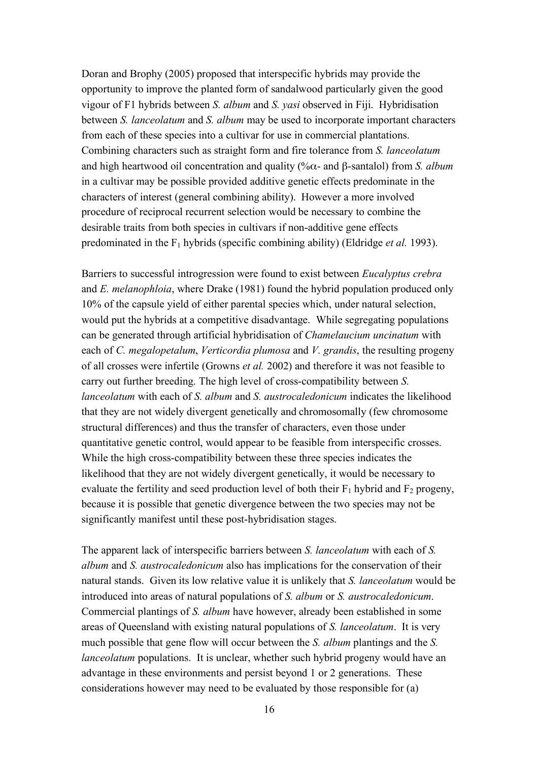Doran and Brophy (2005) proposed that interspecific hybrids may provide the opportunity to improve the planted form of sandalwood particularly given the good vigour of F1 hybrids between *S. album* and *S. yasi* observed in Fiji. Hybridisation between *S. lanceolatum* and *S. album* may be used to incorporate important characters from each of these species into a cultivar for use in commercial plantations. Combining characters such as straight form and fire tolerance from *S. lanceolatum* and high heartwood oil concentration and quality (%α- and β-santalol) from *S. album* in a cultivar may be possible provided additive genetic effects predominate in the characters of interest (general combining ability). However a more involved procedure of reciprocal recurrent selection would be necessary to combine the desirable traits from both species in cultivars if non-additive gene effects predominated in the $F_1$ hybrids (specific combining ability) (Eldridge *et al.* 1993).

Barriers to successful introgression were found to exist between *Eucalyptus crebra* and *E. melanophloia*, where Drake (1981) found the hybrid population produced only 10% of the capsule yield of either parental species which, under natural selection, would put the hybrids at a competitive disadvantage. While segregating populations can be generated through artificial hybridisation of *Chamelaucium uncinatum* with each of *C. megalopetalum*, *Verticordia plumosa* and *V. grandis*, the resulting progeny of all crosses were infertile (Growns *et al.* 2002) and therefore it was not feasible to carry out further breeding. The high level of cross-compatibility between *S. lanceolatum* with each of *S. album* and *S. austrocaledonicum* indicates the likelihood that they are not widely divergent genetically and chromosomally (few chromosome structural differences) and thus the transfer of characters, even those under quantitative genetic control, would appear to be feasible from interspecific crosses. While the high cross-compatibility between these three species indicates the likelihood that they are not widely divergent genetically, it would be necessary to evaluate the fertility and seed production level of both their $F_1$ hybrid and $F_2$ progeny, because it is possible that genetic divergence between the two species may not be significantly manifest until these post-hybridisation stages.

The apparent lack of interspecific barriers between *S. lanceolatum* with each of *S. album* and *S. austrocaledonicum* also has implications for the conservation of their natural stands. Given its low relative value it is unlikely that *S. lanceolatum* would be introduced into areas of natural populations of *S. album* or *S. austrocaledonicum*. Commercial plantings of *S. album* have however, already been established in some areas of Queensland with existing natural populations of *S. lanceolatum*. It is very much possible that gene flow will occur between the *S. album* plantings and the *S. lanceolatum* populations. It is unclear, whether such hybrid progeny would have an advantage in these environments and persist beyond 1 or 2 generations. These considerations however may need to be evaluated by those responsible for (a)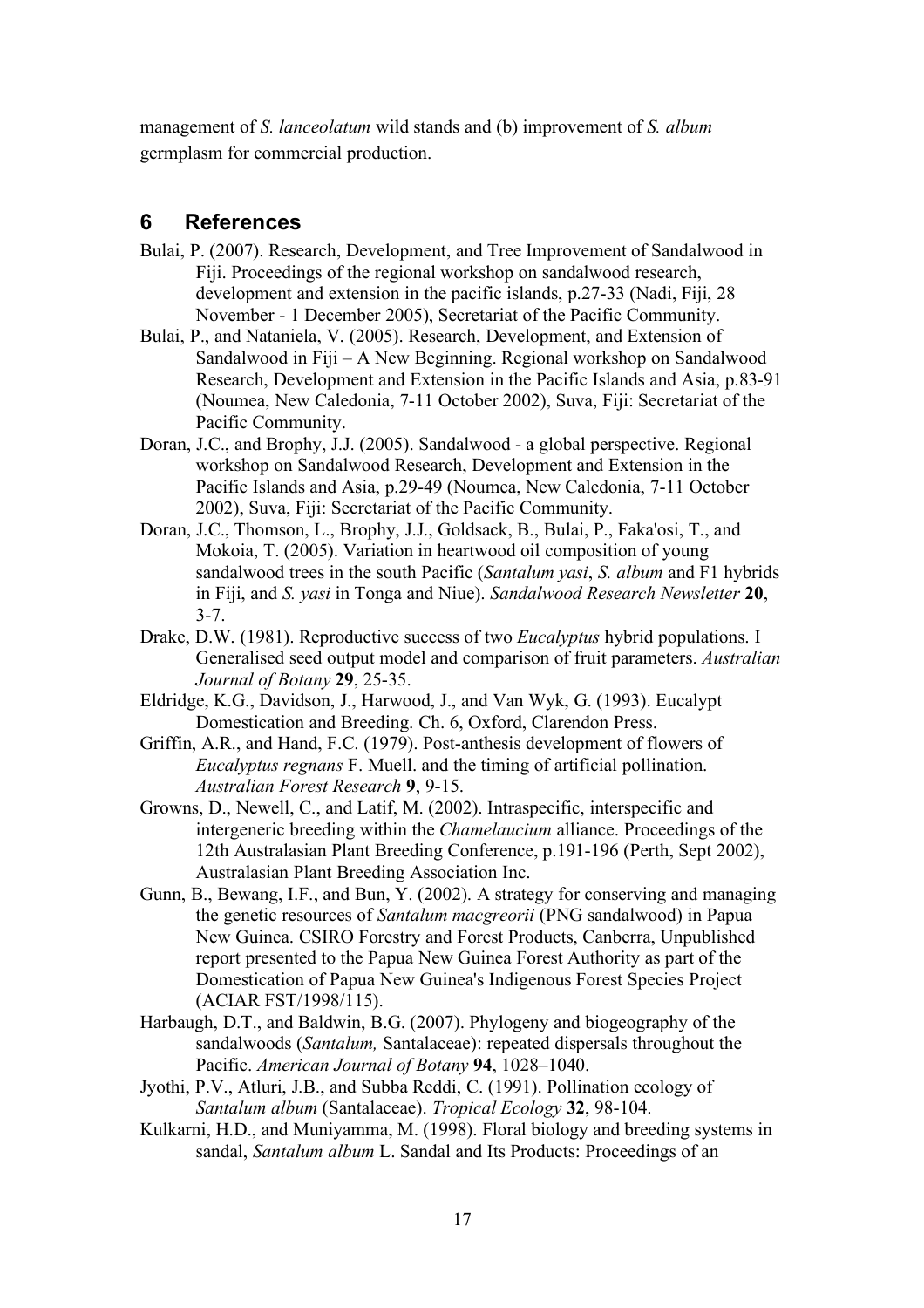management of *S. lanceolatum* wild stands and (b) improvement of *S. album* germplasm for commercial production.

## 6 References

Bulai, P. (2007). Research, Development, and Tree Improvement of Sandalwood in Fiji. Proceedings of the regional workshop on sandalwood research, development and extension in the pacific islands, p.27-33 (Nadi, Fiji, 28 November - 1 December 2005), Secretariat of the Pacific Community.

Bulai, P., and Nataniela, V. (2005). Research, Development, and Extension of Sandalwood in Fiji – A New Beginning. Regional workshop on Sandalwood Research, Development and Extension in the Pacific Islands and Asia, p.83-91 (Noumea, New Caledonia, 7-11 October 2002), Suva, Fiji: Secretariat of the Pacific Community.

Doran, J.C., and Brophy, J.J. (2005). Sandalwood - a global perspective. Regional workshop on Sandalwood Research, Development and Extension in the Pacific Islands and Asia, p.29-49 (Noumea, New Caledonia, 7-11 October 2002), Suva, Fiji: Secretariat of the Pacific Community.

Doran, J.C., Thomson, L., Brophy, J.J., Goldsack, B., Bulai, P., Faka'osi, T., and Mokoia, T. (2005). Variation in heartwood oil composition of young sandalwood trees in the south Pacific (*Santalum yasi*, *S. album* and F1 hybrids in Fiji, and *S. yasi* in Tonga and Niue). *Sandalwood Research Newsletter* **20**, 3-7.

Drake, D.W. (1981). Reproductive success of two *Eucalyptus* hybrid populations. I Generalised seed output model and comparison of fruit parameters. *Australian Journal of Botany* **29**, 25-35.

Eldridge, K.G., Davidson, J., Harwood, J., and Van Wyk, G. (1993). Eucalypt Domestication and Breeding. Ch. 6, Oxford, Clarendon Press.

Griffin, A.R., and Hand, F.C. (1979). Post-anthesis development of flowers of *Eucalyptus regnans* F. Muell. and the timing of artificial pollination. *Australian Forest Research* **9**, 9-15.

Growns, D., Newell, C., and Latif, M. (2002). Intraspecific, interspecific and intergeneric breeding within the *Chamelaucium* alliance. Proceedings of the 12th Australasian Plant Breeding Conference, p.191-196 (Perth, Sept 2002), Australasian Plant Breeding Association Inc.

Gunn, B., Bewang, I.F., and Bun, Y. (2002). A strategy for conserving and managing the genetic resources of *Santalum macgreorii* (PNG sandalwood) in Papua New Guinea. CSIRO Forestry and Forest Products, Canberra, Unpublished report presented to the Papua New Guinea Forest Authority as part of the Domestication of Papua New Guinea's Indigenous Forest Species Project (ACIAR FST/1998/115).

Harbaugh, D.T., and Baldwin, B.G. (2007). Phylogeny and biogeography of the sandalwoods (*Santalum,* Santalaceae): repeated dispersals throughout the Pacific. *American Journal of Botany* **94**, 1028–1040.

Jyothi, P.V., Atluri, J.B., and Subba Reddi, C. (1991). Pollination ecology of *Santalum album* (Santalaceae). *Tropical Ecology* **32**, 98-104.

Kulkarni, H.D., and Muniyamma, M. (1998). Floral biology and breeding systems in sandal, *Santalum album* L. Sandal and Its Products: Proceedings of an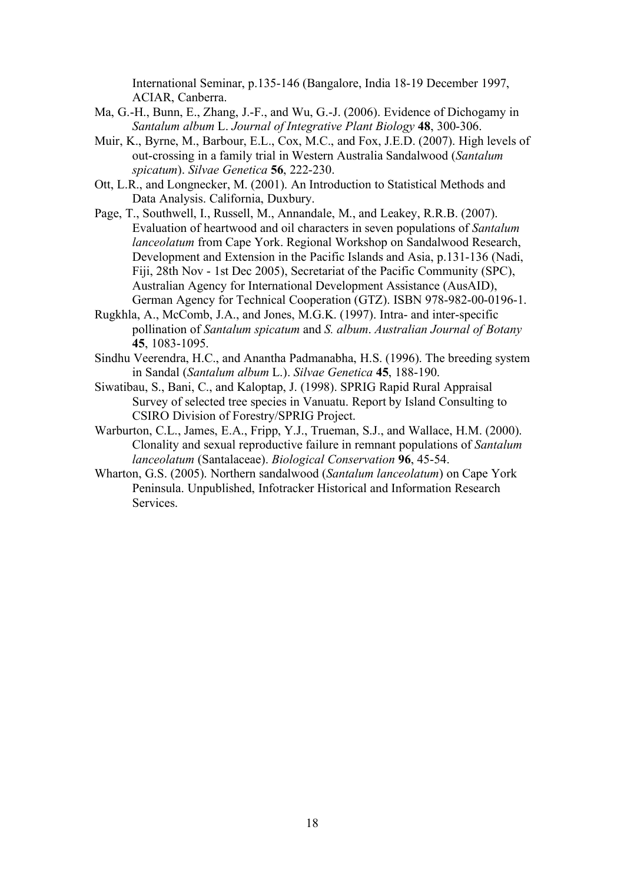International Seminar, p.135-146 (Bangalore, India 18-19 December 1997, ACIAR, Canberra.

Ma, G.-H., Bunn, E., Zhang, J.-F., and Wu, G.-J. (2006). Evidence of Dichogamy in *Santalum album* L. *Journal of Integrative Plant Biology* **48**, 300-306.

Muir, K., Byrne, M., Barbour, E.L., Cox, M.C., and Fox, J.E.D. (2007). High levels of out-crossing in a family trial in Western Australia Sandalwood (*Santalum spicatum*). *Silvae Genetica* **56**, 222-230.

Ott, L.R., and Longnecker, M. (2001). An Introduction to Statistical Methods and Data Analysis. California, Duxbury.

Page, T., Southwell, I., Russell, M., Annandale, M., and Leakey, R.R.B. (2007). Evaluation of heartwood and oil characters in seven populations of *Santalum lanceolatum* from Cape York. Regional Workshop on Sandalwood Research, Development and Extension in the Pacific Islands and Asia, p.131-136 (Nadi, Fiji, 28th Nov - 1st Dec 2005), Secretariat of the Pacific Community (SPC), Australian Agency for International Development Assistance (AusAID), German Agency for Technical Cooperation (GTZ). ISBN 978-982-00-0196-1.

Rugkhla, A., McComb, J.A., and Jones, M.G.K. (1997). Intra- and inter-specific pollination of *Santalum spicatum* and *S. album*. *Australian Journal of Botany* **45**, 1083-1095.

Sindhu Veerendra, H.C., and Anantha Padmanabha, H.S. (1996). The breeding system in Sandal (*Santalum album* L.). *Silvae Genetica* **45**, 188-190.

Siwatibau, S., Bani, C., and Kaloptap, J. (1998). SPRIG Rapid Rural Appraisal Survey of selected tree species in Vanuatu. Report by Island Consulting to CSIRO Division of Forestry/SPRIG Project.

Warburton, C.L., James, E.A., Fripp, Y.J., Trueman, S.J., and Wallace, H.M. (2000). Clonality and sexual reproductive failure in remnant populations of *Santalum lanceolatum* (Santalaceae). *Biological Conservation* **96**, 45-54.

Wharton, G.S. (2005). Northern sandalwood (*Santalum lanceolatum*) on Cape York Peninsula. Unpublished, Infotracker Historical and Information Research Services.